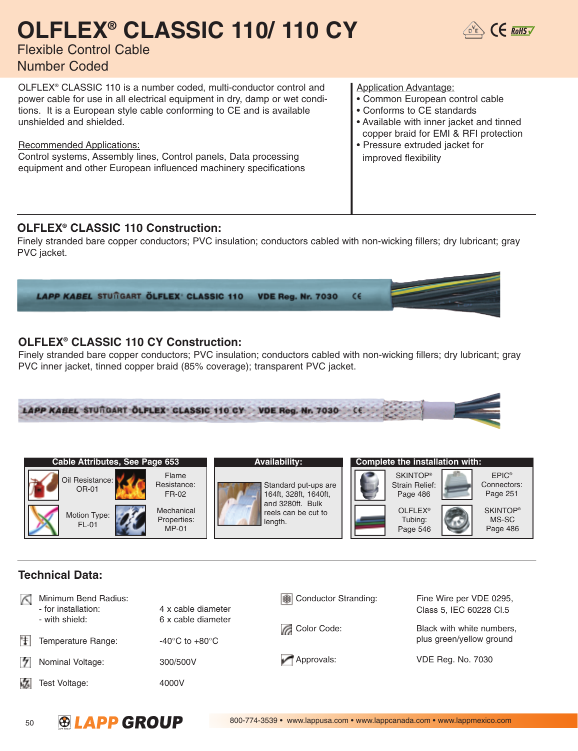# OLFLEX® CLASSIC 110/ 110 CY

Flexible Control Cable
Number Coded

OLFLEX® CLASSIC 110 is a number coded, multi-conductor control and power cable for use in all electrical equipment in dry, damp or wet conditions. It is a European style cable conforming to CE and is available unshielded and shielded.

Recommended Applications:
Control systems, Assembly lines, Control panels, Data processing equipment and other European influenced machinery specifications

Application Advantage:
- Common European control cable
- Conforms to CE standards
- Available with inner jacket and tinned copper braid for EMI & RFI protection
- Pressure extruded jacket for improved flexibility

## OLFLEX® CLASSIC 110 Construction:

Finely stranded bare copper conductors; PVC insulation; conductors cabled with non-wicking fillers; dry lubricant; gray PVC jacket.

## OLFLEX® CLASSIC 110 CY Construction:

Finely stranded bare copper conductors; PVC insulation; conductors cabled with non-wicking fillers; dry lubricant; gray PVC inner jacket, tinned copper braid (85% coverage); transparent PVC jacket.

**Cable Attributes, See Page 653**

| | |
|---|---|
| Oil Resistance: OR-01 | Flame Resistance: FR-02 |
| Motion Type: FL-01 | Mechanical Properties: MP-01 |

**Availability:**

Standard put-ups are 164ft, 328ft, 1640ft, and 3280ft. Bulk reels can be cut to length.

**Complete the installation with:**

| | |
|---|---|
| SKINTOP® Strain Relief: Page 486 | EPIC® Connectors: Page 251 |
| OLFLEX® Tubing: Page 546 | SKINTOP® MS-SC Page 486 |

## Technical Data:

| | | | |
|---|---|---|---|
| Minimum Bend Radius:<br>- for installation:<br>- with shield: | <br>4 x cable diameter<br>6 x cable diameter | Conductor Stranding: | Fine Wire per VDE 0295, Class 5, IEC 60228 Cl.5 |
| Temperature Range: | -40°C to +80°C | Color Code: | Black with white numbers, plus green/yellow ground |
| Nominal Voltage: | 300/500V | Approvals: | VDE Reg. No. 7030 |
| Test Voltage: | 4000V | | |

LAPP GROUP 800-774-3539 • www.lappusa.com • www.lappcanada.com • www.lappmexico.com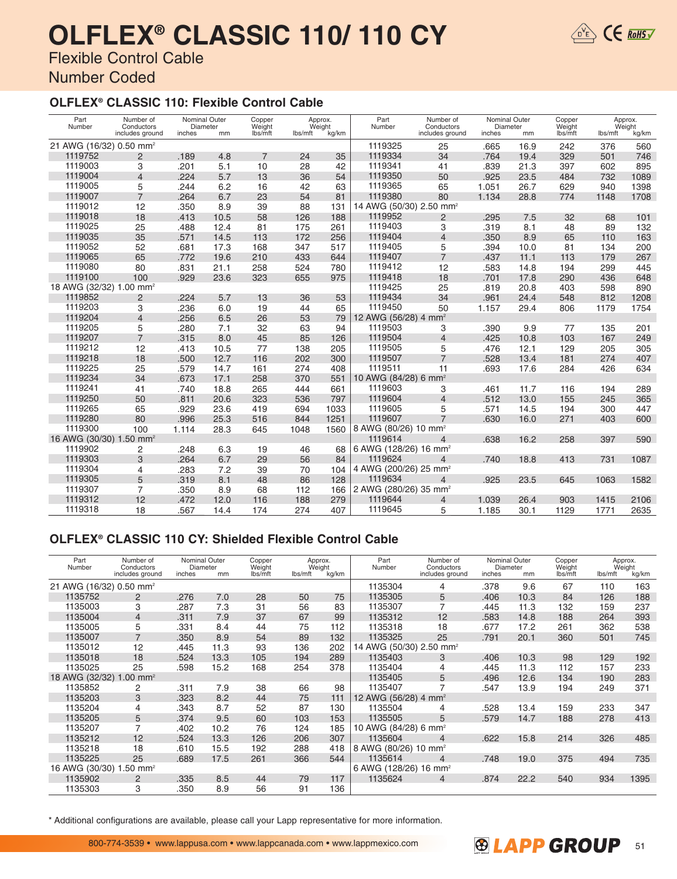# OLFLEX® CLASSIC 110/ 110 CY

Flexible Control Cable

Number Coded

## OLFLEX® CLASSIC 110: Flexible Control Cable

| Part Number | Number of Conductors includes ground | Nominal Outer Diameter inches | Nominal Outer Diameter mm | Copper Weight lbs/mft | Approx. Weight lbs/mft | Approx. Weight kg/km |
|---|---|---|---|---|---|---|
| 21 AWG (16/32) 0.50 mm² | | | | | | |
| 1119752 | 2 | .189 | 4.8 | 7 | 24 | 35 |
| 1119003 | 3 | .201 | 5.1 | 10 | 28 | 42 |
| 1119004 | 4 | .224 | 5.7 | 13 | 36 | 54 |
| 1119005 | 5 | .244 | 6.2 | 16 | 42 | 63 |
| 1119007 | 7 | .264 | 6.7 | 23 | 54 | 81 |
| 1119012 | 12 | .350 | 8.9 | 39 | 88 | 131 |
| 1119018 | 18 | .413 | 10.5 | 58 | 126 | 188 |
| 1119025 | 25 | .488 | 12.4 | 81 | 175 | 261 |
| 1119035 | 35 | .571 | 14.5 | 113 | 172 | 256 |
| 1119052 | 52 | .681 | 17.3 | 168 | 347 | 517 |
| 1119065 | 65 | .772 | 19.6 | 210 | 433 | 644 |
| 1119080 | 80 | .831 | 21.1 | 258 | 524 | 780 |
| 1119100 | 100 | .929 | 23.6 | 323 | 655 | 975 |
| 18 AWG (32/32) 1.00 mm² | | | | | | |
| 1119852 | 2 | .224 | 5.7 | 13 | 36 | 53 |
| 1119203 | 3 | .236 | 6.0 | 19 | 44 | 65 |
| 1119204 | 4 | .256 | 6.5 | 26 | 53 | 79 |
| 1119205 | 5 | .280 | 7.1 | 32 | 63 | 94 |
| 1119207 | 7 | .315 | 8.0 | 45 | 85 | 126 |
| 1119212 | 12 | .413 | 10.5 | 77 | 138 | 205 |
| 1119218 | 18 | .500 | 12.7 | 116 | 202 | 300 |
| 1119225 | 25 | .579 | 14.7 | 161 | 274 | 408 |
| 1119234 | 34 | .673 | 17.1 | 258 | 370 | 551 |
| 1119241 | 41 | .740 | 18.8 | 265 | 444 | 661 |
| 1119250 | 50 | .811 | 20.6 | 323 | 536 | 797 |
| 1119265 | 65 | .929 | 23.6 | 419 | 694 | 1033 |
| 1119280 | 80 | .996 | 25.3 | 516 | 844 | 1251 |
| 1119300 | 100 | 1.114 | 28.3 | 645 | 1048 | 1560 |
| 16 AWG (30/30) 1.50 mm² | | | | | | |
| 1119902 | 2 | .248 | 6.3 | 19 | 46 | 68 |
| 1119303 | 3 | .264 | 6.7 | 29 | 56 | 84 |
| 1119304 | 4 | .283 | 7.2 | 39 | 70 | 104 |
| 1119305 | 5 | .319 | 8.1 | 48 | 86 | 128 |
| 1119307 | 7 | .350 | 8.9 | 68 | 112 | 166 |
| 1119312 | 12 | .472 | 12.0 | 116 | 188 | 279 |
| 1119318 | 18 | .567 | 14.4 | 174 | 274 | 407 |
| 1119325 | 25 | .665 | 16.9 | 242 | 376 | 560 |
| 1119334 | 34 | .764 | 19.4 | 329 | 501 | 746 |
| 1119341 | 41 | .839 | 21.3 | 397 | 602 | 895 |
| 1119350 | 50 | .925 | 23.5 | 484 | 732 | 1089 |
| 1119365 | 65 | 1.051 | 26.7 | 629 | 940 | 1398 |
| 1119380 | 80 | 1.134 | 28.8 | 774 | 1148 | 1708 |
| 14 AWG (50/30) 2.50 mm² | | | | | | |
| 1119952 | 2 | .295 | 7.5 | 32 | 68 | 101 |
| 1119403 | 3 | .319 | 8.1 | 48 | 89 | 132 |
| 1119404 | 4 | .350 | 8.9 | 65 | 110 | 163 |
| 1119405 | 5 | .394 | 10.0 | 81 | 134 | 200 |
| 1119407 | 7 | .437 | 11.1 | 113 | 179 | 267 |
| 1119412 | 12 | .583 | 14.8 | 194 | 299 | 445 |
| 1119418 | 18 | .701 | 17.8 | 290 | 436 | 648 |
| 1119425 | 25 | .819 | 20.8 | 403 | 598 | 890 |
| 1119434 | 34 | .961 | 24.4 | 548 | 812 | 1208 |
| 1119450 | 50 | 1.157 | 29.4 | 806 | 1179 | 1754 |
| 12 AWG (56/28) 4 mm² | | | | | | |
| 1119503 | 3 | .390 | 9.9 | 77 | 135 | 201 |
| 1119504 | 4 | .425 | 10.8 | 103 | 167 | 249 |
| 1119505 | 5 | .476 | 12.1 | 129 | 205 | 305 |
| 1119507 | 7 | .528 | 13.4 | 181 | 274 | 407 |
| 1119511 | 11 | .693 | 17.6 | 284 | 426 | 634 |
| 10 AWG (84/28) 6 mm² | | | | | | |
| 1119603 | 3 | .461 | 11.7 | 116 | 194 | 289 |
| 1119604 | 4 | .512 | 13.0 | 155 | 245 | 365 |
| 1119605 | 5 | .571 | 14.5 | 194 | 300 | 447 |
| 1119607 | 7 | .630 | 16.0 | 271 | 403 | 600 |
| 8 AWG (80/26) 10 mm² | | | | | | |
| 1119614 | 4 | .638 | 16.2 | 258 | 397 | 590 |
| 6 AWG (128/26) 16 mm² | | | | | | |
| 1119624 | 4 | .740 | 18.8 | 413 | 731 | 1087 |
| 4 AWG (200/26) 25 mm² | | | | | | |
| 1119634 | 4 | .925 | 23.5 | 645 | 1063 | 1582 |
| 2 AWG (280/26) 35 mm² | | | | | | |
| 1119644 | 4 | 1.039 | 26.4 | 903 | 1415 | 2106 |
| 1119645 | 5 | 1.185 | 30.1 | 1129 | 1771 | 2635 |

## OLFLEX® CLASSIC 110 CY: Shielded Flexible Control Cable

| Part Number | Number of Conductors includes ground | Nominal Outer Diameter inches | Nominal Outer Diameter mm | Copper Weight lbs/mft | Approx. Weight lbs/mft | Approx. Weight kg/km |
|---|---|---|---|---|---|---|
| 21 AWG (16/32) 0.50 mm² | | | | | | |
| 1135752 | 2 | .276 | 7.0 | 28 | 50 | 75 |
| 1135003 | 3 | .287 | 7.3 | 31 | 56 | 83 |
| 1135004 | 4 | .311 | 7.9 | 37 | 67 | 99 |
| 1135005 | 5 | .331 | 8.4 | 44 | 75 | 112 |
| 1135007 | 7 | .350 | 8.9 | 54 | 89 | 132 |
| 1135012 | 12 | .445 | 11.3 | 93 | 136 | 202 |
| 1135018 | 18 | .524 | 13.3 | 105 | 194 | 289 |
| 1135025 | 25 | .598 | 15.2 | 168 | 254 | 378 |
| 18 AWG (32/32) 1.00 mm² | | | | | | |
| 1135852 | 2 | .311 | 7.9 | 38 | 66 | 98 |
| 1135203 | 3 | .323 | 8.2 | 44 | 75 | 111 |
| 1135204 | 4 | .343 | 8.7 | 52 | 87 | 130 |
| 1135205 | 5 | .374 | 9.5 | 60 | 103 | 153 |
| 1135207 | 7 | .402 | 10.2 | 76 | 124 | 185 |
| 1135212 | 12 | .524 | 13.3 | 126 | 206 | 307 |
| 1135218 | 18 | .610 | 15.5 | 192 | 288 | 418 |
| 1135225 | 25 | .689 | 17.5 | 261 | 366 | 544 |
| 16 AWG (30/30) 1.50 mm² | | | | | | |
| 1135902 | 2 | .335 | 8.5 | 44 | 79 | 117 |
| 1135303 | 3 | .350 | 8.9 | 56 | 91 | 136 |
| 1135304 | 4 | .378 | 9.6 | 67 | 110 | 163 |
| 1135305 | 5 | .406 | 10.3 | 84 | 126 | 188 |
| 1135307 | 7 | .445 | 11.3 | 132 | 159 | 237 |
| 1135312 | 12 | .583 | 14.8 | 188 | 264 | 393 |
| 1135318 | 18 | .677 | 17.2 | 261 | 362 | 538 |
| 1135325 | 25 | .791 | 20.1 | 360 | 501 | 745 |
| 14 AWG (50/30) 2.50 mm² | | | | | | |
| 1135403 | 3 | .406 | 10.3 | 98 | 129 | 192 |
| 1135404 | 4 | .445 | 11.3 | 112 | 157 | 233 |
| 1135405 | 5 | .496 | 12.6 | 134 | 190 | 283 |
| 1135407 | 7 | .547 | 13.9 | 194 | 249 | 371 |
| 12 AWG (56/28) 4 mm² | | | | | | |
| 1135504 | 4 | .528 | 13.4 | 159 | 233 | 347 |
| 1135505 | 5 | .579 | 14.7 | 188 | 278 | 413 |
| 10 AWG (84/28) 6 mm² | | | | | | |
| 1135604 | 4 | .622 | 15.8 | 214 | 326 | 485 |
| 8 AWG (80/26) 10 mm² | | | | | | |
| 1135614 | 4 | .748 | 19.0 | 375 | 494 | 735 |
| 6 AWG (128/26) 16 mm² | | | | | | |
| 1135624 | 4 | .874 | 22.2 | 540 | 934 | 1395 |

* Additional configurations are available, please call your Lapp representative for more information.

800-774-3539 • www.lappusa.com • www.lappcanada.com • www.lappmexico.com